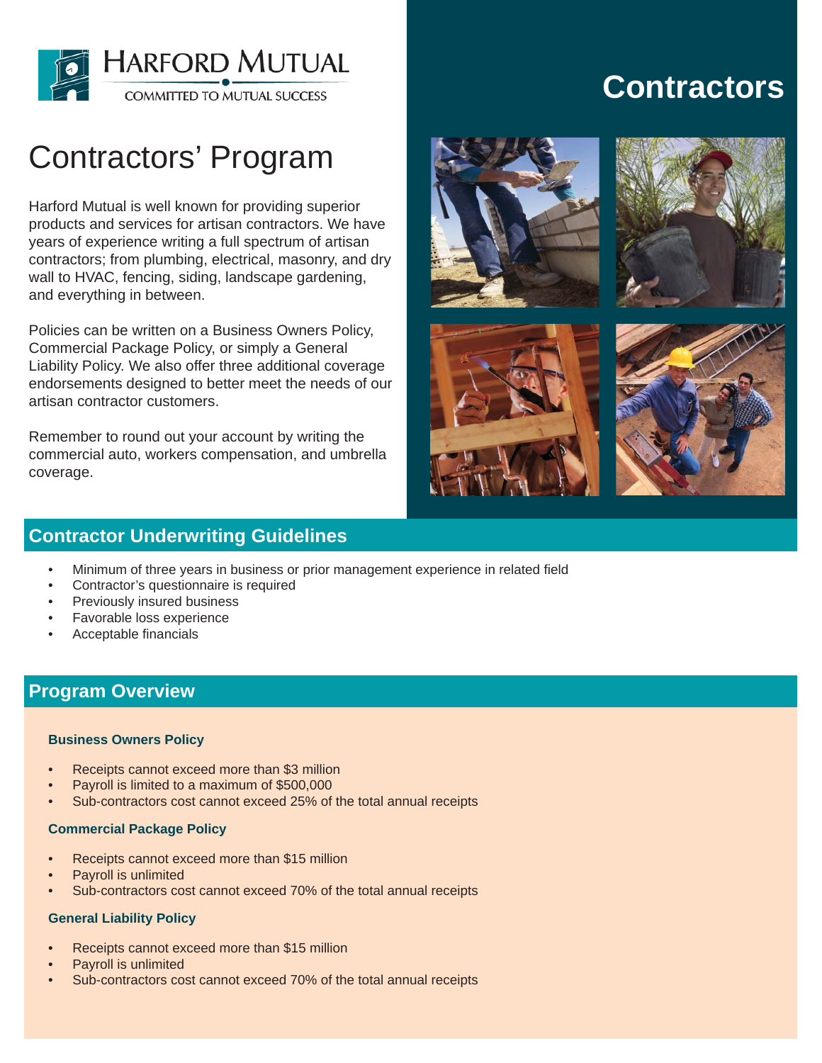HARFORD MUTUAL

COMMITTED TO MUTUAL SUCCESS

# Contractors

# Contractors' Program

Harford Mutual is well known for providing superior products and services for artisan contractors. We have years of experience writing a full spectrum of artisan contractors; from plumbing, electrical, masonry, and dry wall to HVAC, fencing, siding, landscape gardening, and everything in between.

Policies can be written on a Business Owners Policy, Commercial Package Policy, or simply a General Liability Policy. We also offer three additional coverage endorsements designed to better meet the needs of our artisan contractor customers.

Remember to round out your account by writing the commercial auto, workers compensation, and umbrella coverage.

## Contractor Underwriting Guidelines

- Minimum of three years in business or prior management experience in related field
- Contractor's questionnaire is required
- Previously insured business
- Favorable loss experience
- Acceptable financials

## Program Overview

### Business Owners Policy

- Receipts cannot exceed more than $3 million
- Payroll is limited to a maximum of $500,000
- Sub-contractors cost cannot exceed 25% of the total annual receipts

### Commercial Package Policy

- Receipts cannot exceed more than $15 million
- Payroll is unlimited
- Sub-contractors cost cannot exceed 70% of the total annual receipts

### General Liability Policy

- Receipts cannot exceed more than $15 million
- Payroll is unlimited
- Sub-contractors cost cannot exceed 70% of the total annual receipts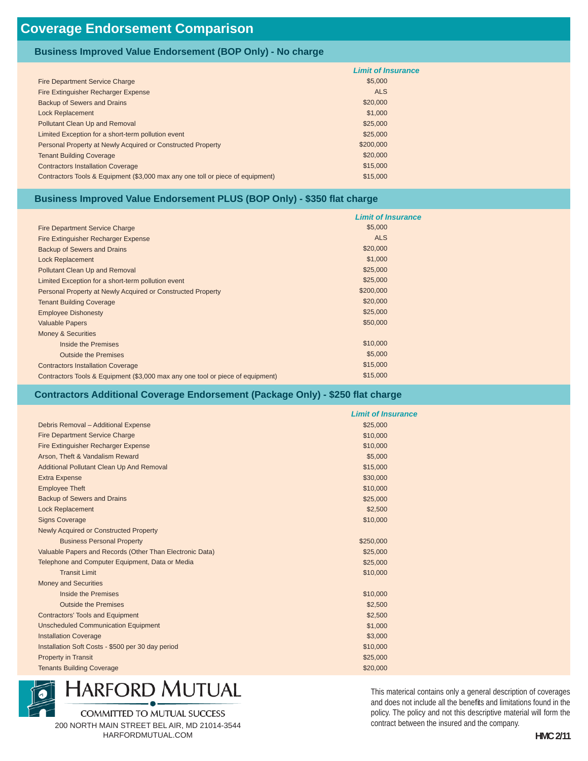# Coverage Endorsement Comparison

## Business Improved Value Endorsement (BOP Only) - No charge

| | *Limit of Insurance* |
|---|---|
| Fire Department Service Charge | $5,000 |
| Fire Extinguisher Recharger Expense | ALS |
| Backup of Sewers and Drains | $20,000 |
| Lock Replacement | $1,000 |
| Pollutant Clean Up and Removal | $25,000 |
| Limited Exception for a short-term pollution event | $25,000 |
| Personal Property at Newly Acquired or Constructed Property | $200,000 |
| Tenant Building Coverage | $20,000 |
| Contractors Installation Coverage | $15,000 |
| Contractors Tools & Equipment ($3,000 max any one toll or piece of equipment) | $15,000 |

## Business Improved Value Endorsement PLUS (BOP Only) - $350 flat charge

| | *Limit of Insurance* |
|---|---|
| Fire Department Service Charge | $5,000 |
| Fire Extinguisher Recharger Expense | ALS |
| Backup of Sewers and Drains | $20,000 |
| Lock Replacement | $1,000 |
| Pollutant Clean Up and Removal | $25,000 |
| Limited Exception for a short-term pollution event | $25,000 |
| Personal Property at Newly Acquired or Constructed Property | $200,000 |
| Tenant Building Coverage | $20,000 |
| Employee Dishonesty | $25,000 |
| Valuable Papers | $50,000 |
| Money & Securities | |
| Inside the Premises | $10,000 |
| Outside the Premises | $5,000 |
| Contractors Installation Coverage | $15,000 |
| Contractors Tools & Equipment ($3,000 max any one tool or piece of equipment) | $15,000 |

## Contractors Additional Coverage Endorsement (Package Only) - $250 flat charge

| | *Limit of Insurance* |
|---|---|
| Debris Removal – Additional Expense | $25,000 |
| Fire Department Service Charge | $10,000 |
| Fire Extinguisher Recharger Expense | $10,000 |
| Arson, Theft & Vandalism Reward | $5,000 |
| Additional Pollutant Clean Up And Removal | $15,000 |
| Extra Expense | $30,000 |
| Employee Theft | $10,000 |
| Backup of Sewers and Drains | $25,000 |
| Lock Replacement | $2,500 |
| Signs Coverage | $10,000 |
| Newly Acquired or Constructed Property | |
| Business Personal Property | $250,000 |
| Valuable Papers and Records (Other Than Electronic Data) | $25,000 |
| Telephone and Computer Equipment, Data or Media | $25,000 |
| Transit Limit | $10,000 |
| Money and Securities | |
| Inside the Premises | $10,000 |
| Outside the Premises | $2,500 |
| Contractors' Tools and Equipment | $2,500 |
| Unscheduled Communication Equipment | $1,000 |
| Installation Coverage | $3,000 |
| Installation Soft Costs - $500 per 30 day period | $10,000 |
| Property in Transit | $25,000 |
| Tenants Building Coverage | $20,000 |

HARFORD MUTUAL

COMMITTED TO MUTUAL SUCCESS

200 NORTH MAIN STREET BEL AIR, MD 21014-3544
HARFORDMUTUAL.COM

This materical contains only a general description of coverages and does not include all the benefits and limitations found in the policy. The policy and not this descriptive material will form the contract between the insured and the company.

HMC 2/11